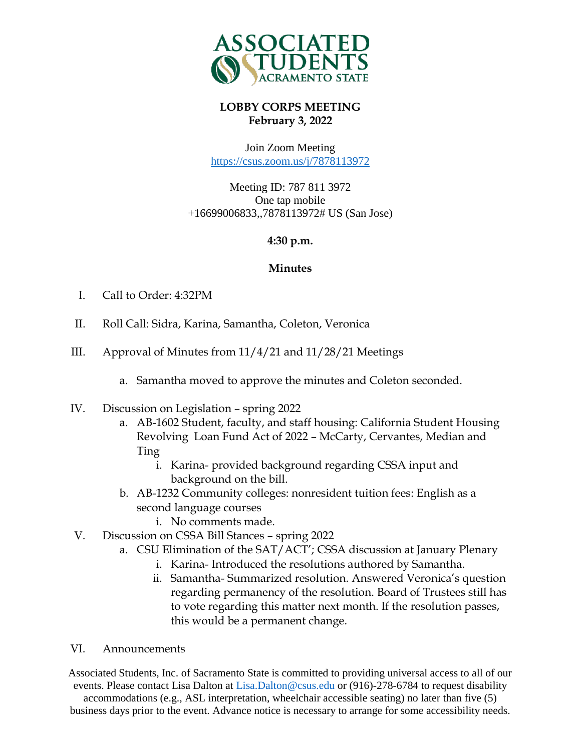# LOBBY CORPS MEETING
## February 3, 2022

Join Zoom Meeting
https://csus.zoom.us/j/7878113972

Meeting ID: 787 811 3972
One tap mobile
+16699006833,,7878113972# US (San Jose)

**4:30 p.m.**

**Minutes**

I. Call to Order: 4:32PM

II. Roll Call: Sidra, Karina, Samantha, Coleton, Veronica

III. Approval of Minutes from 11/4/21 and 11/28/21 Meetings

   a. Samantha moved to approve the minutes and Coleton seconded.

IV. Discussion on Legislation – spring 2022
   a. AB-1602 Student, faculty, and staff housing: California Student Housing Revolving Loan Fund Act of 2022 – McCarty, Cervantes, Median and Ting
      i. Karina- provided background regarding CSSA input and background on the bill.
   b. AB-1232 Community colleges: nonresident tuition fees: English as a second language courses
      i. No comments made.

V. Discussion on CSSA Bill Stances – spring 2022
   a. CSU Elimination of the SAT/ACT'; CSSA discussion at January Plenary
      i. Karina- Introduced the resolutions authored by Samantha.
      ii. Samantha- Summarized resolution. Answered Veronica's question regarding permanency of the resolution. Board of Trustees still has to vote regarding this matter next month. If the resolution passes, this would be a permanent change.

VI. Announcements

Associated Students, Inc. of Sacramento State is committed to providing universal access to all of our events. Please contact Lisa Dalton at Lisa.Dalton@csus.edu or (916)-278-6784 to request disability accommodations (e.g., ASL interpretation, wheelchair accessible seating) no later than five (5) business days prior to the event. Advance notice is necessary to arrange for some accessibility needs.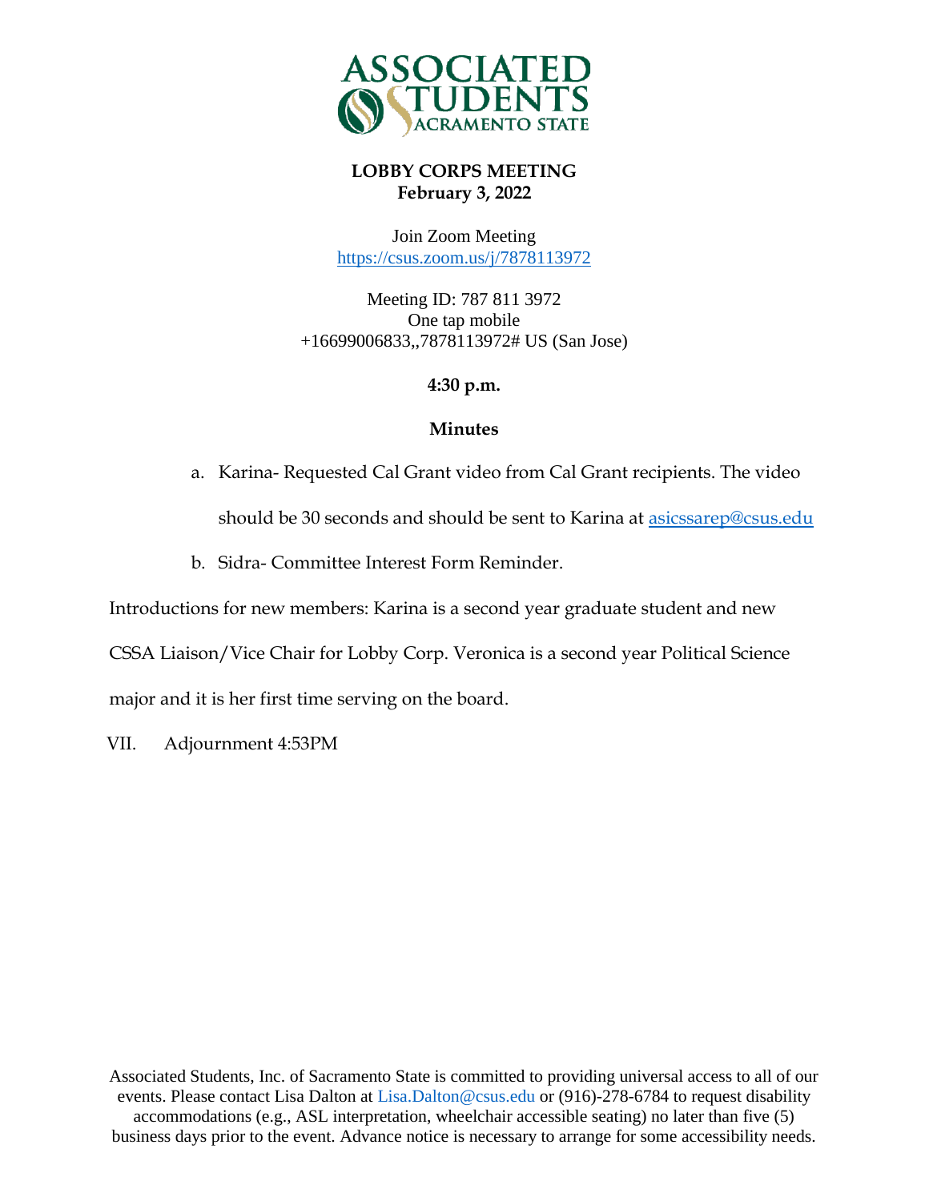**LOBBY CORPS MEETING**
**February 3, 2022**

Join Zoom Meeting
https://csus.zoom.us/j/7878113972

Meeting ID: 787 811 3972
One tap mobile
+16699006833,,7878113972# US (San Jose)

**4:30 p.m.**

**Minutes**

a. Karina- Requested Cal Grant video from Cal Grant recipients. The video should be 30 seconds and should be sent to Karina at asicssarep@csus.edu

b. Sidra- Committee Interest Form Reminder.

Introductions for new members: Karina is a second year graduate student and new CSSA Liaison/Vice Chair for Lobby Corp. Veronica is a second year Political Science major and it is her first time serving on the board.

VII. Adjournment 4:53PM

Associated Students, Inc. of Sacramento State is committed to providing universal access to all of our events. Please contact Lisa Dalton at Lisa.Dalton@csus.edu or (916)-278-6784 to request disability accommodations (e.g., ASL interpretation, wheelchair accessible seating) no later than five (5) business days prior to the event. Advance notice is necessary to arrange for some accessibility needs.